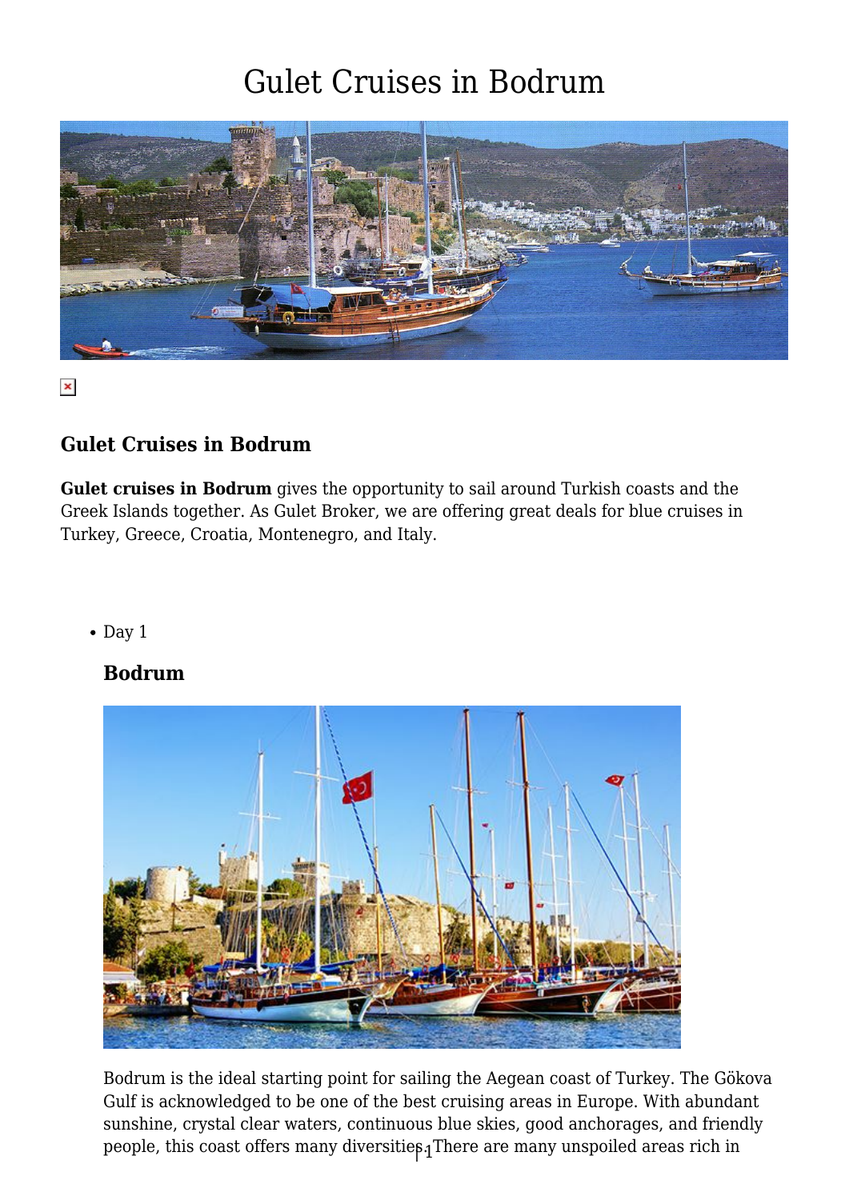# Gulet Cruises in Bodrum

### Gulet Cruises in Bodrum

**Gulet cruises in Bodrum** gives the opportunity to sail around Turkish coasts and the Greek Islands together. As Gulet Broker, we are offering great deals for blue cruises in Turkey, Greece, Croatia, Montenegro, and Italy.

- Day 1

### Bodrum

Bodrum is the ideal starting point for sailing the Aegean coast of Turkey. The Gökova Gulf is acknowledged to be one of the best cruising areas in Europe. With abundant sunshine, crystal clear waters, continuous blue skies, good anchorages, and friendly people, this coast offers many diversities. There are many unspoiled areas rich in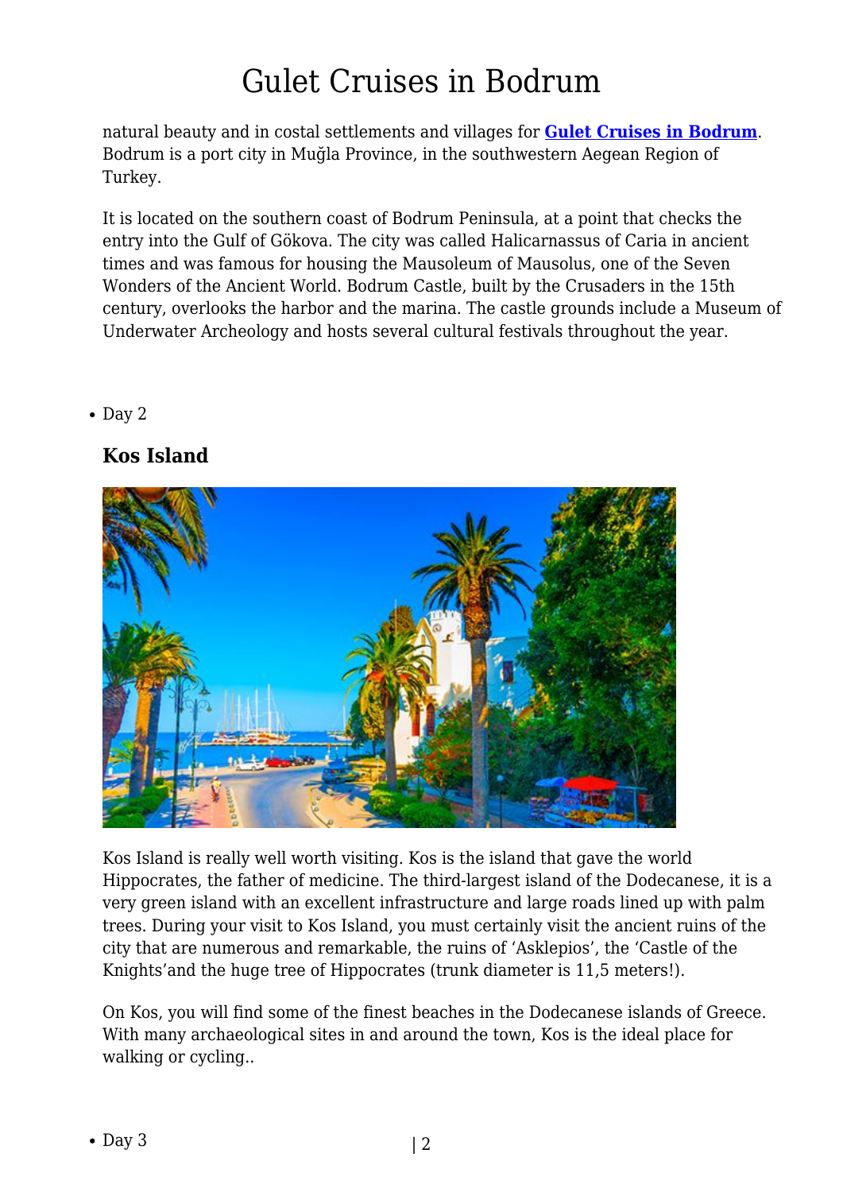natural beauty and in costal settlements and villages for **[Gulet Cruises in Bodrum](#)**. Bodrum is a port city in Muğla Province, in the southwestern Aegean Region of Turkey.

It is located on the southern coast of Bodrum Peninsula, at a point that checks the entry into the Gulf of Gökova. The city was called Halicarnassus of Caria in ancient times and was famous for housing the Mausoleum of Mausolus, one of the Seven Wonders of the Ancient World. Bodrum Castle, built by the Crusaders in the 15th century, overlooks the harbor and the marina. The castle grounds include a Museum of Underwater Archeology and hosts several cultural festivals throughout the year.

- Day 2

### Kos Island

Kos Island is really well worth visiting. Kos is the island that gave the world Hippocrates, the father of medicine. The third-largest island of the Dodecanese, it is a very green island with an excellent infrastructure and large roads lined up with palm trees. During your visit to Kos Island, you must certainly visit the ancient ruins of the city that are numerous and remarkable, the ruins of 'Asklepios', the 'Castle of the Knights'and the huge tree of Hippocrates (trunk diameter is 11,5 meters!).

On Kos, you will find some of the finest beaches in the Dodecanese islands of Greece. With many archaeological sites in and around the town, Kos is the ideal place for walking or cycling..

- Day 3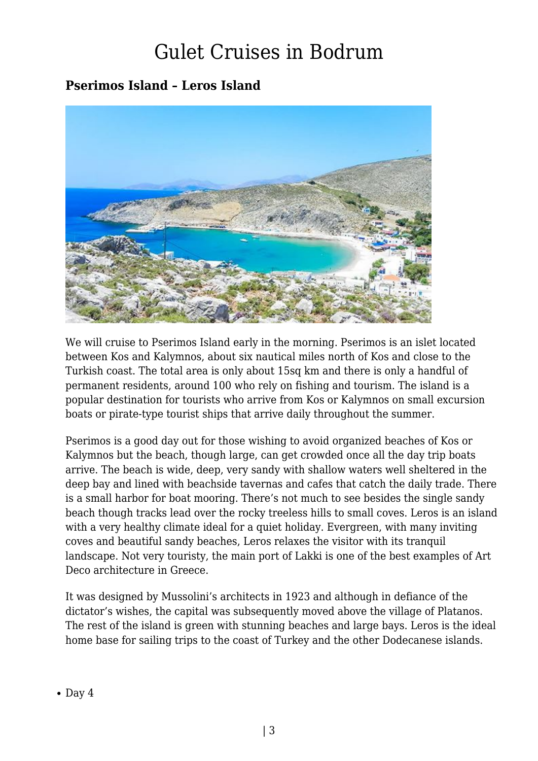# Gulet Cruises in Bodrum

### Pserimos Island – Leros Island

We will cruise to Pserimos Island early in the morning. Pserimos is an islet located between Kos and Kalymnos, about six nautical miles north of Kos and close to the Turkish coast. The total area is only about 15sq km and there is only a handful of permanent residents, around 100 who rely on fishing and tourism. The island is a popular destination for tourists who arrive from Kos or Kalymnos on small excursion boats or pirate-type tourist ships that arrive daily throughout the summer.

Pserimos is a good day out for those wishing to avoid organized beaches of Kos or Kalymnos but the beach, though large, can get crowded once all the day trip boats arrive. The beach is wide, deep, very sandy with shallow waters well sheltered in the deep bay and lined with beachside tavernas and cafes that catch the daily trade. There is a small harbor for boat mooring. There's not much to see besides the single sandy beach though tracks lead over the rocky treeless hills to small coves. Leros is an island with a very healthy climate ideal for a quiet holiday. Evergreen, with many inviting coves and beautiful sandy beaches, Leros relaxes the visitor with its tranquil landscape. Not very touristy, the main port of Lakki is one of the best examples of Art Deco architecture in Greece.

It was designed by Mussolini's architects in 1923 and although in defiance of the dictator's wishes, the capital was subsequently moved above the village of Platanos. The rest of the island is green with stunning beaches and large bays. Leros is the ideal home base for sailing trips to the coast of Turkey and the other Dodecanese islands.

- Day 4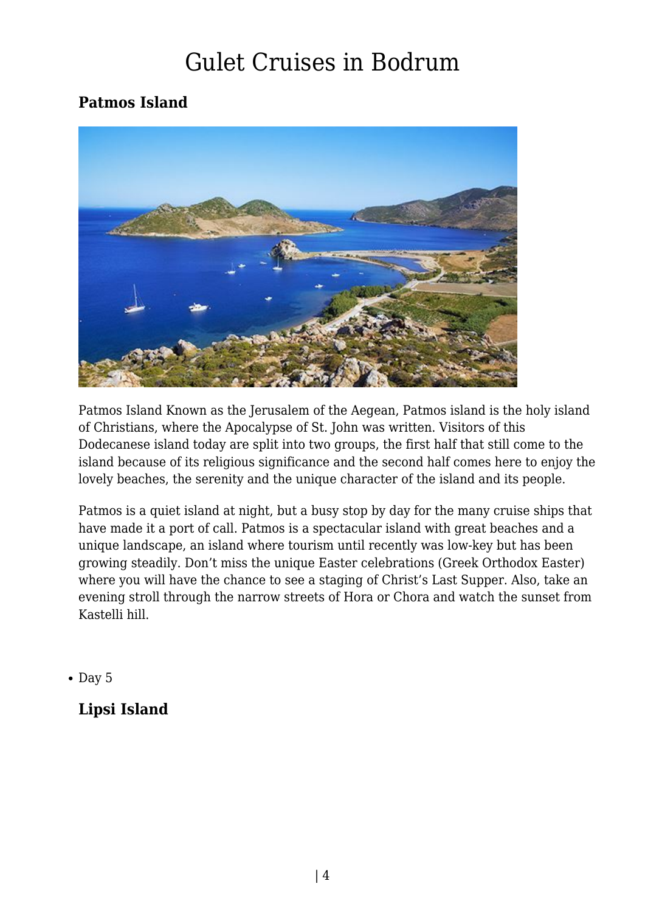### Patmos Island

Patmos Island Known as the Jerusalem of the Aegean, Patmos island is the holy island of Christians, where the Apocalypse of St. John was written. Visitors of this Dodecanese island today are split into two groups, the first half that still come to the island because of its religious significance and the second half comes here to enjoy the lovely beaches, the serenity and the unique character of the island and its people.

Patmos is a quiet island at night, but a busy stop by day for the many cruise ships that have made it a port of call. Patmos is a spectacular island with great beaches and a unique landscape, an island where tourism until recently was low-key but has been growing steadily. Don't miss the unique Easter celebrations (Greek Orthodox Easter) where you will have the chance to see a staging of Christ's Last Supper. Also, take an evening stroll through the narrow streets of Hora or Chora and watch the sunset from Kastelli hill.

- Day 5

### Lipsi Island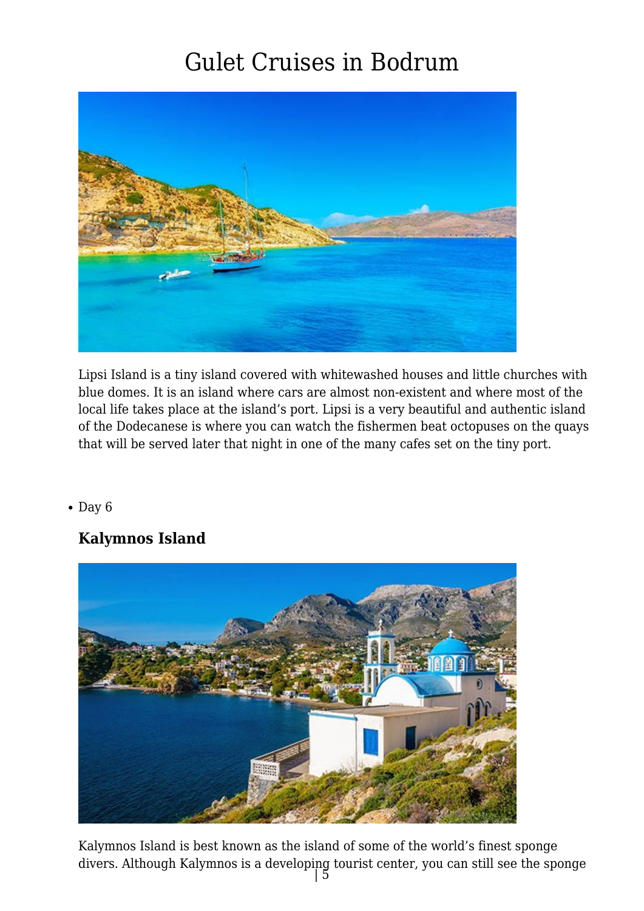Lipsi Island is a tiny island covered with whitewashed houses and little churches with blue domes. It is an island where cars are almost non-existent and where most of the local life takes place at the island's port. Lipsi is a very beautiful and authentic island of the Dodecanese is where you can watch the fishermen beat octopuses on the quays that will be served later that night in one of the many cafes set on the tiny port.

- Day 6

### Kalymnos Island

Kalymnos Island is best known as the island of some of the world's finest sponge divers. Although Kalymnos is a developing tourist center, you can still see the sponge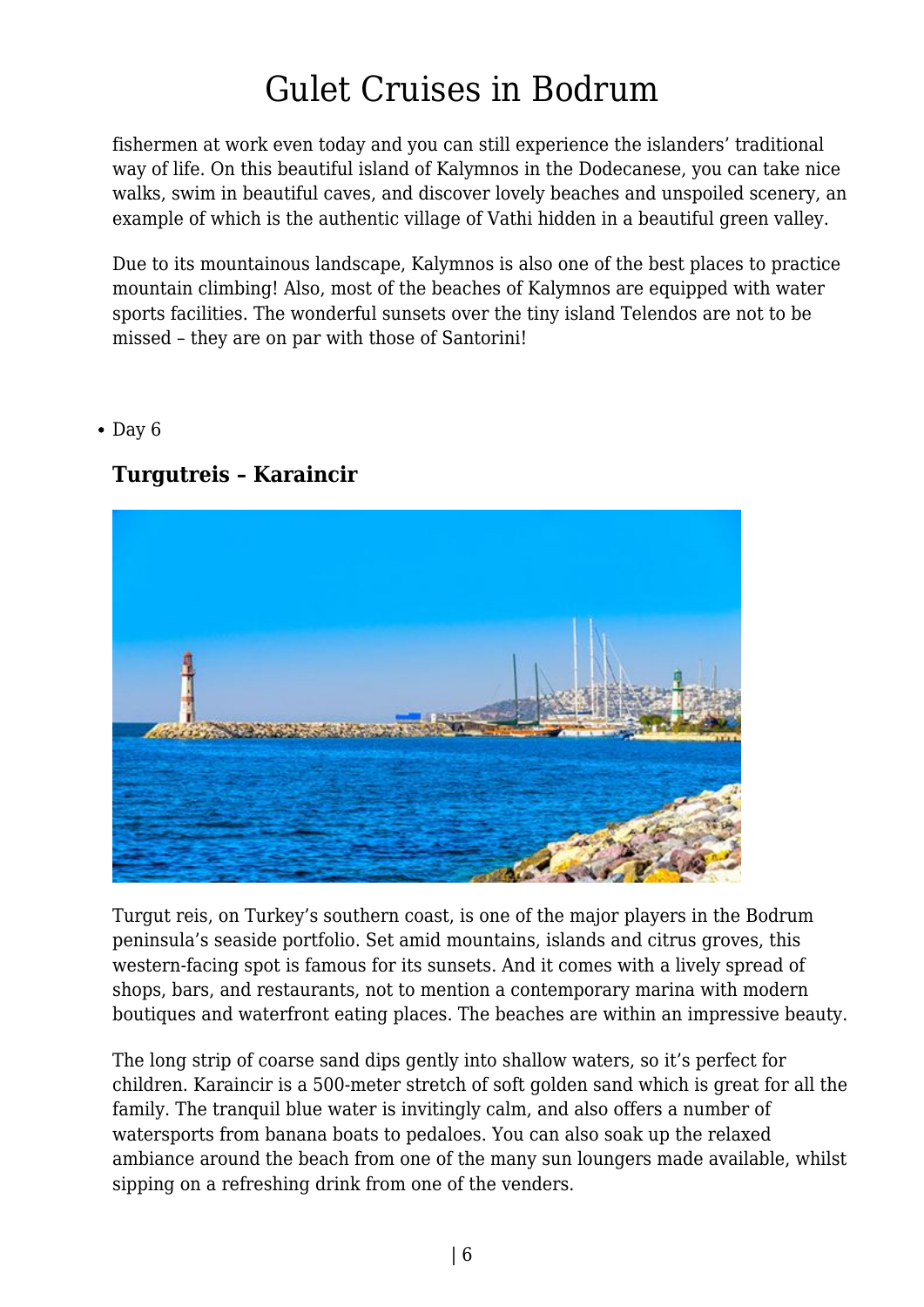fishermen at work even today and you can still experience the islanders' traditional way of life. On this beautiful island of Kalymnos in the Dodecanese, you can take nice walks, swim in beautiful caves, and discover lovely beaches and unspoiled scenery, an example of which is the authentic village of Vathi hidden in a beautiful green valley.

Due to its mountainous landscape, Kalymnos is also one of the best places to practice mountain climbing! Also, most of the beaches of Kalymnos are equipped with water sports facilities. The wonderful sunsets over the tiny island Telendos are not to be missed – they are on par with those of Santorini!

- Day 6

### Turgutreis – Karaincir

Turgut reis, on Turkey's southern coast, is one of the major players in the Bodrum peninsula's seaside portfolio. Set amid mountains, islands and citrus groves, this western-facing spot is famous for its sunsets. And it comes with a lively spread of shops, bars, and restaurants, not to mention a contemporary marina with modern boutiques and waterfront eating places. The beaches are within an impressive beauty.

The long strip of coarse sand dips gently into shallow waters, so it's perfect for children. Karaincir is a 500-meter stretch of soft golden sand which is great for all the family. The tranquil blue water is invitingly calm, and also offers a number of watersports from banana boats to pedaloes. You can also soak up the relaxed ambiance around the beach from one of the many sun loungers made available, whilst sipping on a refreshing drink from one of the venders.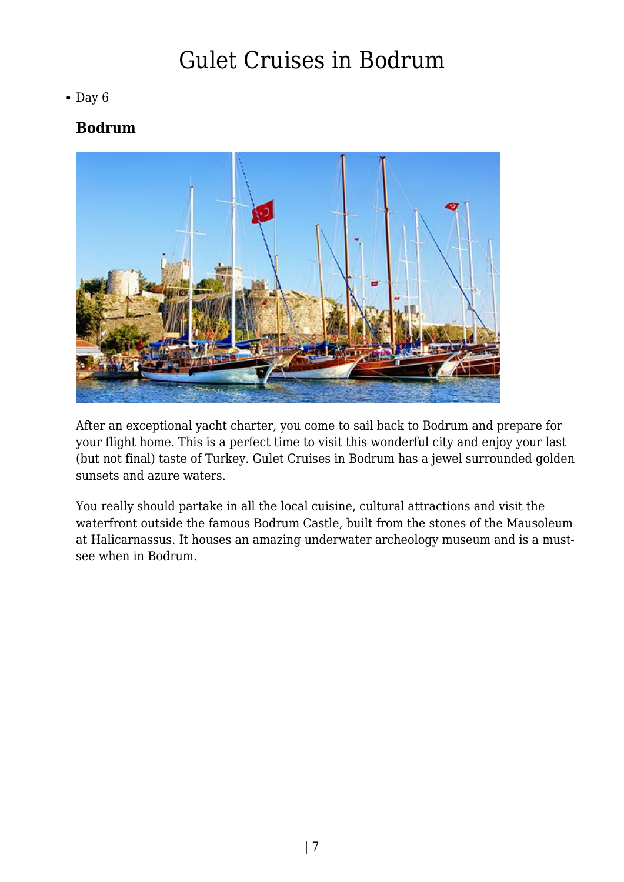# Gulet Cruises in Bodrum

- Day 6

### Bodrum

After an exceptional yacht charter, you come to sail back to Bodrum and prepare for your flight home. This is a perfect time to visit this wonderful city and enjoy your last (but not final) taste of Turkey. Gulet Cruises in Bodrum has a jewel surrounded golden sunsets and azure waters.

You really should partake in all the local cuisine, cultural attractions and visit the waterfront outside the famous Bodrum Castle, built from the stones of the Mausoleum at Halicarnassus. It houses an amazing underwater archeology museum and is a must-see when in Bodrum.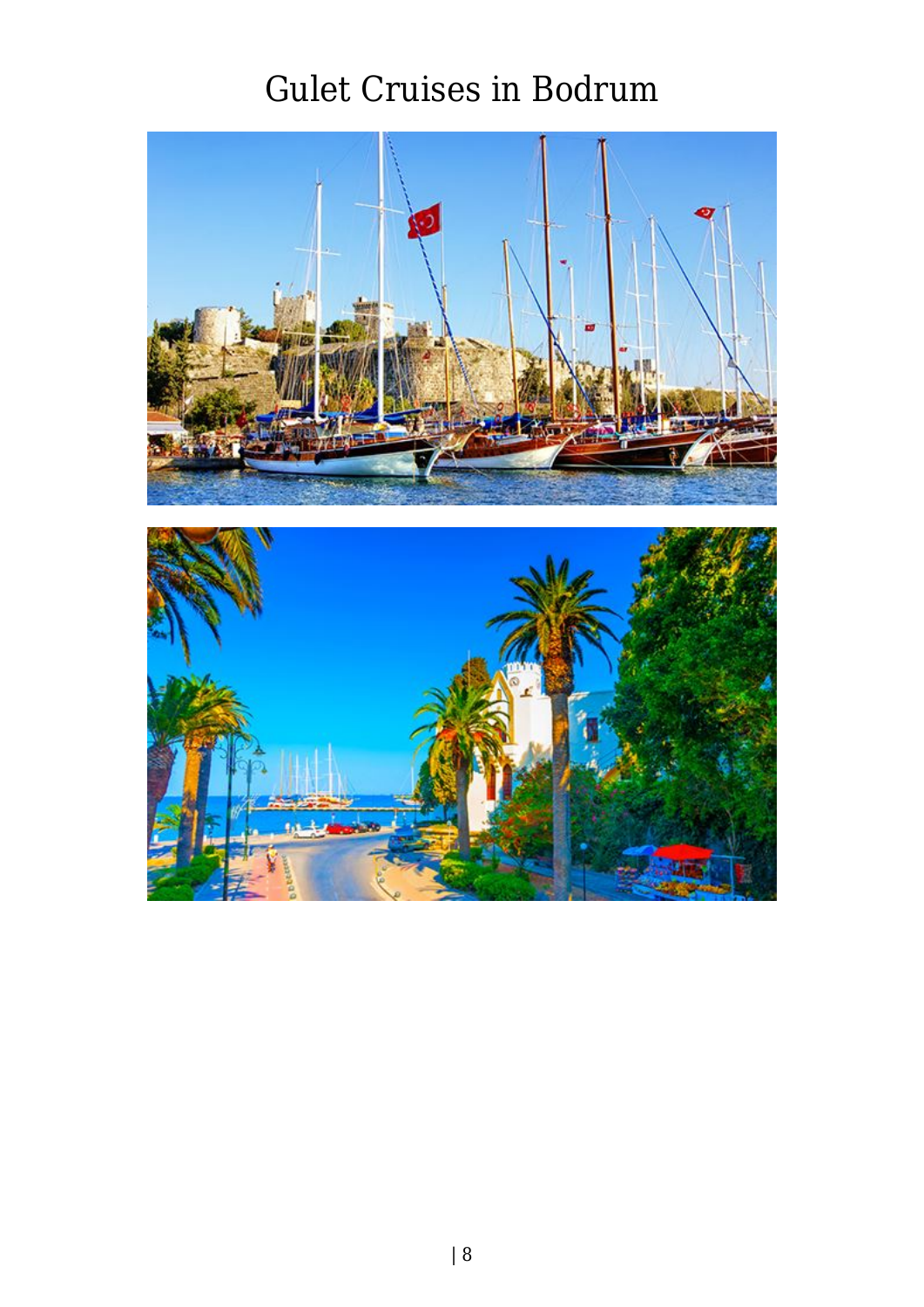# Gulet Cruises in Bodrum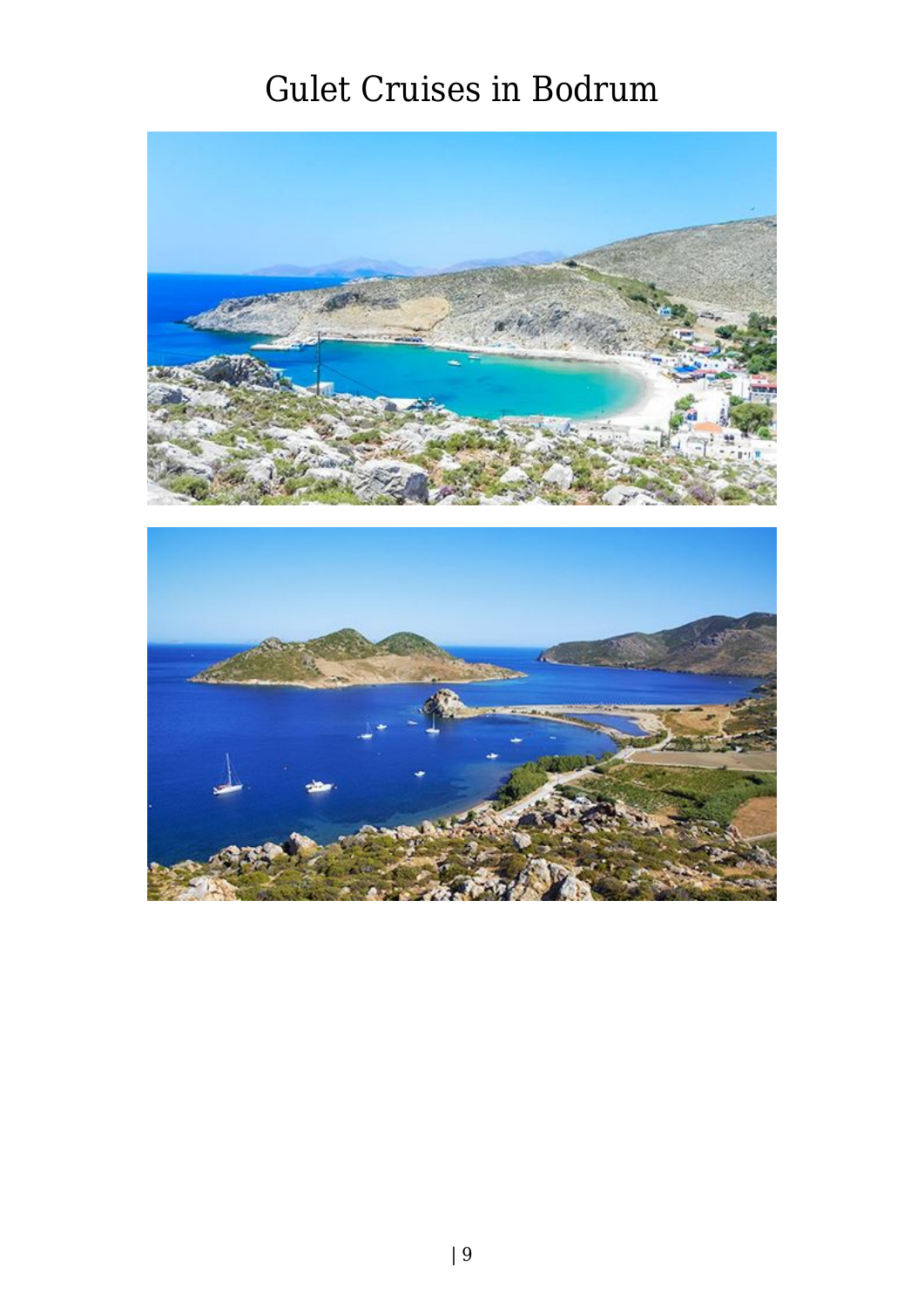# Gulet Cruises in Bodrum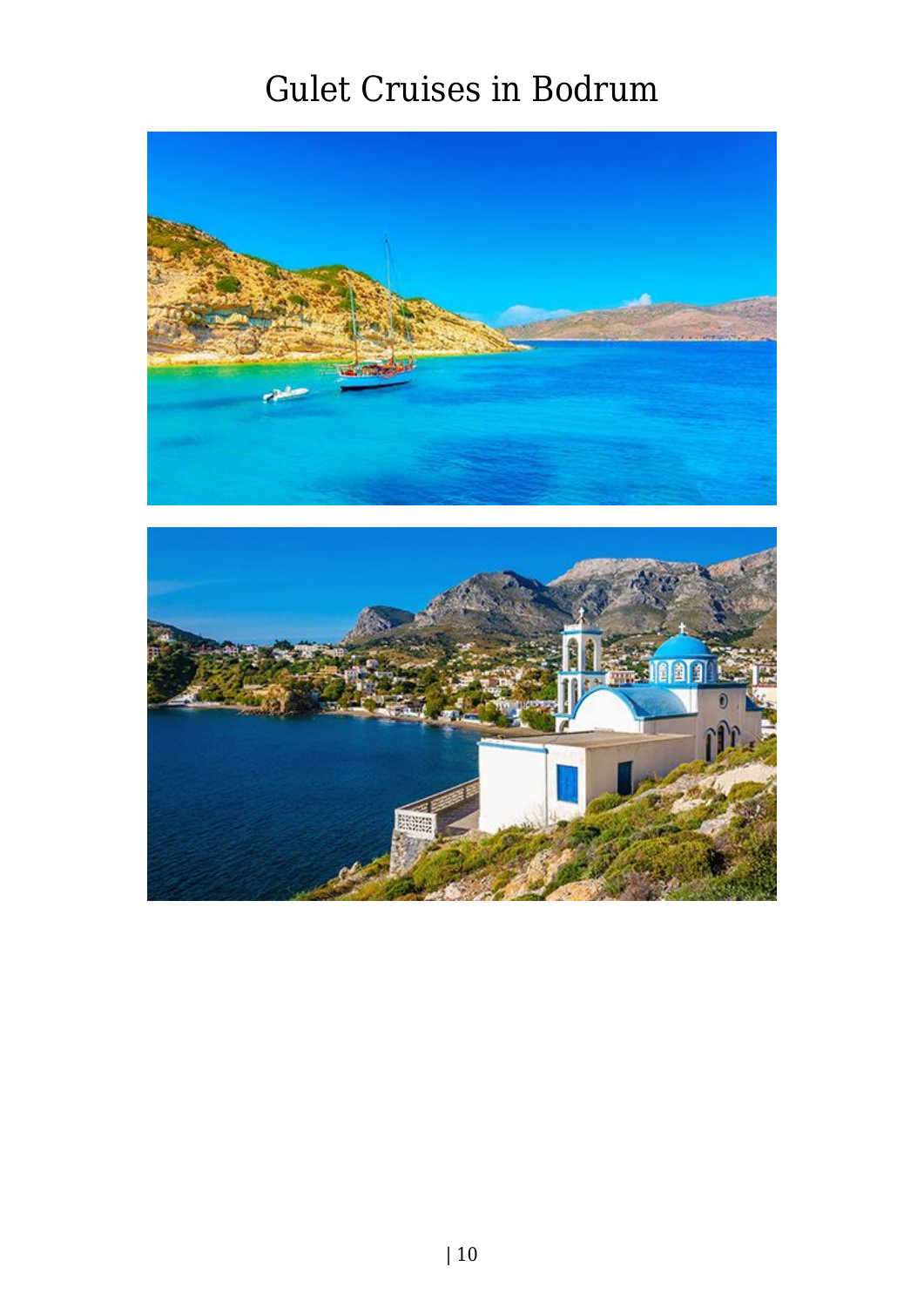# Gulet Cruises in Bodrum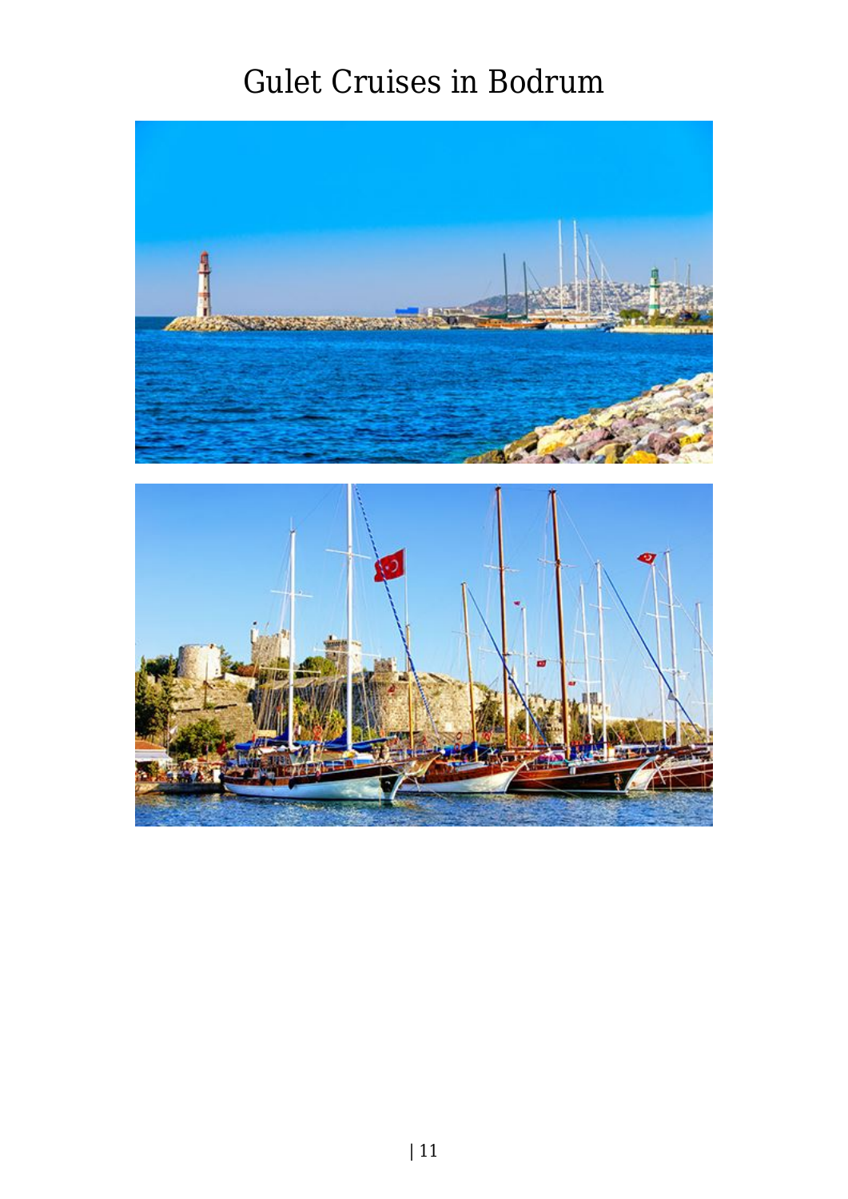# Gulet Cruises in Bodrum